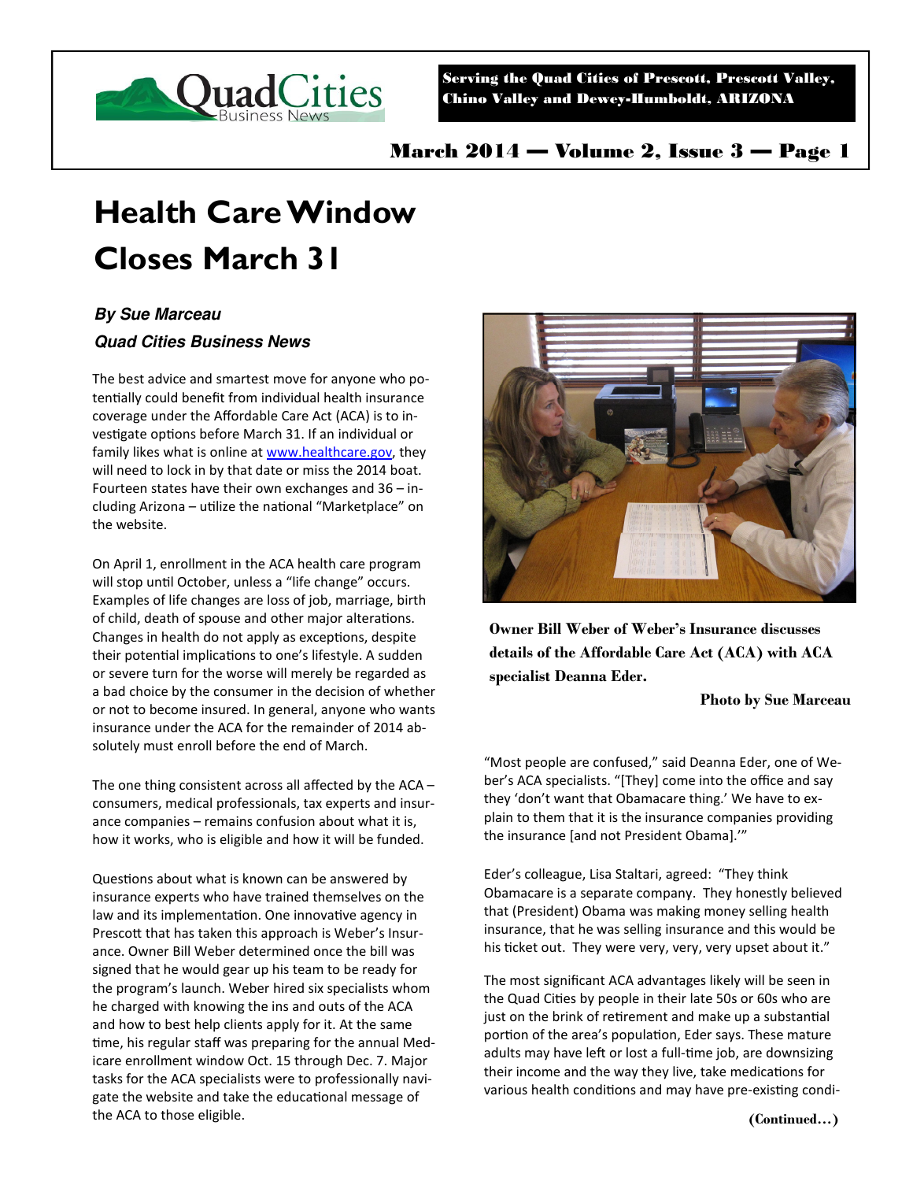# Health Care Window Closes March 31

***By Sue Marceau***
***Quad Cities Business News***

The best advice and smartest move for anyone who potentially could benefit from individual health insurance coverage under the Affordable Care Act (ACA) is to investigate options before March 31. If an individual or family likes what is online at www.healthcare.gov, they will need to lock in by that date or miss the 2014 boat. Fourteen states have their own exchanges and 36 – including Arizona – utilize the national "Marketplace" on the website.

On April 1, enrollment in the ACA health care program will stop until October, unless a "life change" occurs. Examples of life changes are loss of job, marriage, birth of child, death of spouse and other major alterations. Changes in health do not apply as exceptions, despite their potential implications to one's lifestyle. A sudden or severe turn for the worse will merely be regarded as a bad choice by the consumer in the decision of whether or not to become insured. In general, anyone who wants insurance under the ACA for the remainder of 2014 absolutely must enroll before the end of March.

The one thing consistent across all affected by the ACA – consumers, medical professionals, tax experts and insurance companies – remains confusion about what it is, how it works, who is eligible and how it will be funded.

Questions about what is known can be answered by insurance experts who have trained themselves on the law and its implementation. One innovative agency in Prescott that has taken this approach is Weber's Insurance. Owner Bill Weber determined once the bill was signed that he would gear up his team to be ready for the program's launch. Weber hired six specialists whom he charged with knowing the ins and outs of the ACA and how to best help clients apply for it. At the same time, his regular staff was preparing for the annual Medicare enrollment window Oct. 15 through Dec. 7. Major tasks for the ACA specialists were to professionally navigate the website and take the educational message of the ACA to those eligible.

**Owner Bill Weber of Weber's Insurance discusses details of the Affordable Care Act (ACA) with ACA specialist Deanna Eder.**

**Photo by Sue Marceau**

"Most people are confused," said Deanna Eder, one of Weber's ACA specialists. "[They] come into the office and say they 'don't want that Obamacare thing.' We have to explain to them that it is the insurance companies providing the insurance [and not President Obama].'"

Eder's colleague, Lisa Staltari, agreed: "They think Obamacare is a separate company. They honestly believed that (President) Obama was making money selling health insurance, that he was selling insurance and this would be his ticket out. They were very, very, very upset about it."

The most significant ACA advantages likely will be seen in the Quad Cities by people in their late 50s or 60s who are just on the brink of retirement and make up a substantial portion of the area's population, Eder says. These mature adults may have left or lost a full-time job, are downsizing their income and the way they live, take medications for various health conditions and may have pre-existing condi-

**(Continued…)**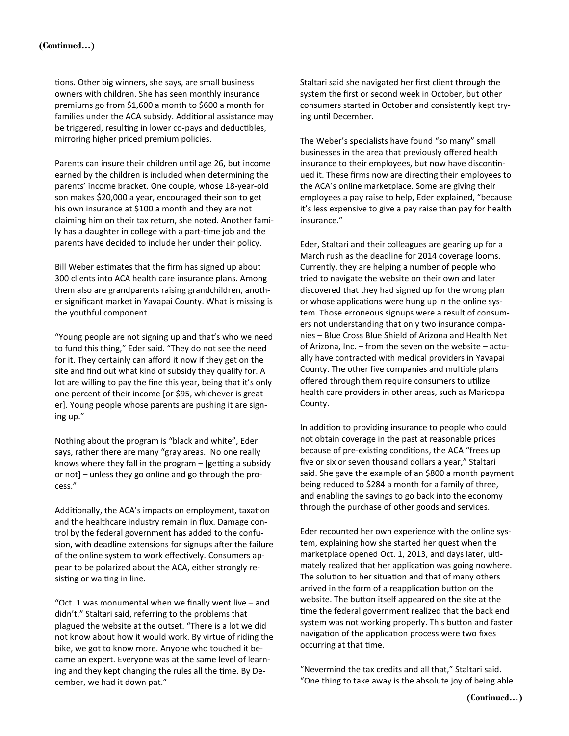**(Continued…)**

tions. Other big winners, she says, are small business owners with children. She has seen monthly insurance premiums go from $1,600 a month to $600 a month for families under the ACA subsidy. Additional assistance may be triggered, resulting in lower co-pays and deductibles, mirroring higher priced premium policies.

Parents can insure their children until age 26, but income earned by the children is included when determining the parents' income bracket. One couple, whose 18-year-old son makes $20,000 a year, encouraged their son to get his own insurance at $100 a month and they are not claiming him on their tax return, she noted. Another family has a daughter in college with a part-time job and the parents have decided to include her under their policy.

Bill Weber estimates that the firm has signed up about 300 clients into ACA health care insurance plans. Among them also are grandparents raising grandchildren, another significant market in Yavapai County. What is missing is the youthful component.

"Young people are not signing up and that's who we need to fund this thing," Eder said. "They do not see the need for it. They certainly can afford it now if they get on the site and find out what kind of subsidy they qualify for. A lot are willing to pay the fine this year, being that it's only one percent of their income [or $95, whichever is greater]. Young people whose parents are pushing it are signing up."

Nothing about the program is "black and white", Eder says, rather there are many "gray areas. No one really knows where they fall in the program – [getting a subsidy or not] – unless they go online and go through the process."

Additionally, the ACA's impacts on employment, taxation and the healthcare industry remain in flux. Damage control by the federal government has added to the confusion, with deadline extensions for signups after the failure of the online system to work effectively. Consumers appear to be polarized about the ACA, either strongly resisting or waiting in line.

"Oct. 1 was monumental when we finally went live – and didn't," Staltari said, referring to the problems that plagued the website at the outset. "There is a lot we did not know about how it would work. By virtue of riding the bike, we got to know more. Anyone who touched it became an expert. Everyone was at the same level of learning and they kept changing the rules all the time. By December, we had it down pat."

Staltari said she navigated her first client through the system the first or second week in October, but other consumers started in October and consistently kept trying until December.

The Weber's specialists have found "so many" small businesses in the area that previously offered health insurance to their employees, but now have discontinued it. These firms now are directing their employees to the ACA's online marketplace. Some are giving their employees a pay raise to help, Eder explained, "because it's less expensive to give a pay raise than pay for health insurance."

Eder, Staltari and their colleagues are gearing up for a March rush as the deadline for 2014 coverage looms. Currently, they are helping a number of people who tried to navigate the website on their own and later discovered that they had signed up for the wrong plan or whose applications were hung up in the online system. Those erroneous signups were a result of consumers not understanding that only two insurance companies – Blue Cross Blue Shield of Arizona and Health Net of Arizona, Inc. – from the seven on the website – actually have contracted with medical providers in Yavapai County. The other five companies and multiple plans offered through them require consumers to utilize health care providers in other areas, such as Maricopa County.

In addition to providing insurance to people who could not obtain coverage in the past at reasonable prices because of pre-existing conditions, the ACA "frees up five or six or seven thousand dollars a year," Staltari said. She gave the example of an $800 a month payment being reduced to $284 a month for a family of three, and enabling the savings to go back into the economy through the purchase of other goods and services.

Eder recounted her own experience with the online system, explaining how she started her quest when the marketplace opened Oct. 1, 2013, and days later, ultimately realized that her application was going nowhere. The solution to her situation and that of many others arrived in the form of a reapplication button on the website. The button itself appeared on the site at the time the federal government realized that the back end system was not working properly. This button and faster navigation of the application process were two fixes occurring at that time.

"Nevermind the tax credits and all that," Staltari said. "One thing to take away is the absolute joy of being able

**(Continued…)**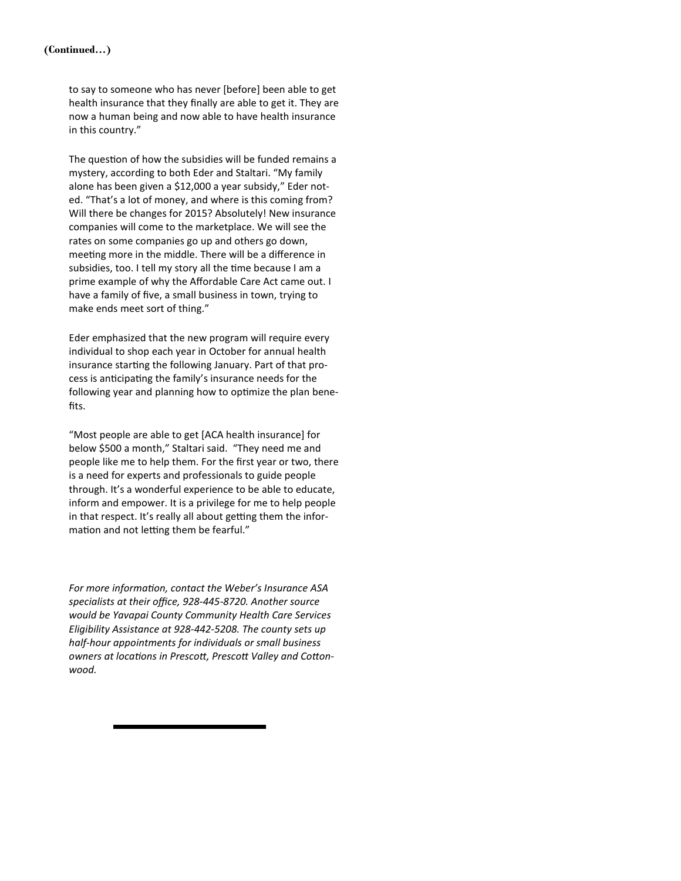**(Continued…)**

to say to someone who has never [before] been able to get health insurance that they finally are able to get it. They are now a human being and now able to have health insurance in this country."

The question of how the subsidies will be funded remains a mystery, according to both Eder and Staltari. "My family alone has been given a $12,000 a year subsidy," Eder noted. "That's a lot of money, and where is this coming from? Will there be changes for 2015? Absolutely! New insurance companies will come to the marketplace. We will see the rates on some companies go up and others go down, meeting more in the middle. There will be a difference in subsidies, too. I tell my story all the time because I am a prime example of why the Affordable Care Act came out. I have a family of five, a small business in town, trying to make ends meet sort of thing."

Eder emphasized that the new program will require every individual to shop each year in October for annual health insurance starting the following January. Part of that process is anticipating the family's insurance needs for the following year and planning how to optimize the plan benefits.

"Most people are able to get [ACA health insurance] for below $500 a month," Staltari said. "They need me and people like me to help them. For the first year or two, there is a need for experts and professionals to guide people through. It's a wonderful experience to be able to educate, inform and empower. It is a privilege for me to help people in that respect. It's really all about getting them the information and not letting them be fearful."

*For more information, contact the Weber's Insurance ASA specialists at their office, 928-445-8720. Another source would be Yavapai County Community Health Care Services Eligibility Assistance at 928-442-5208. The county sets up half-hour appointments for individuals or small business owners at locations in Prescott, Prescott Valley and Cottonwood.*